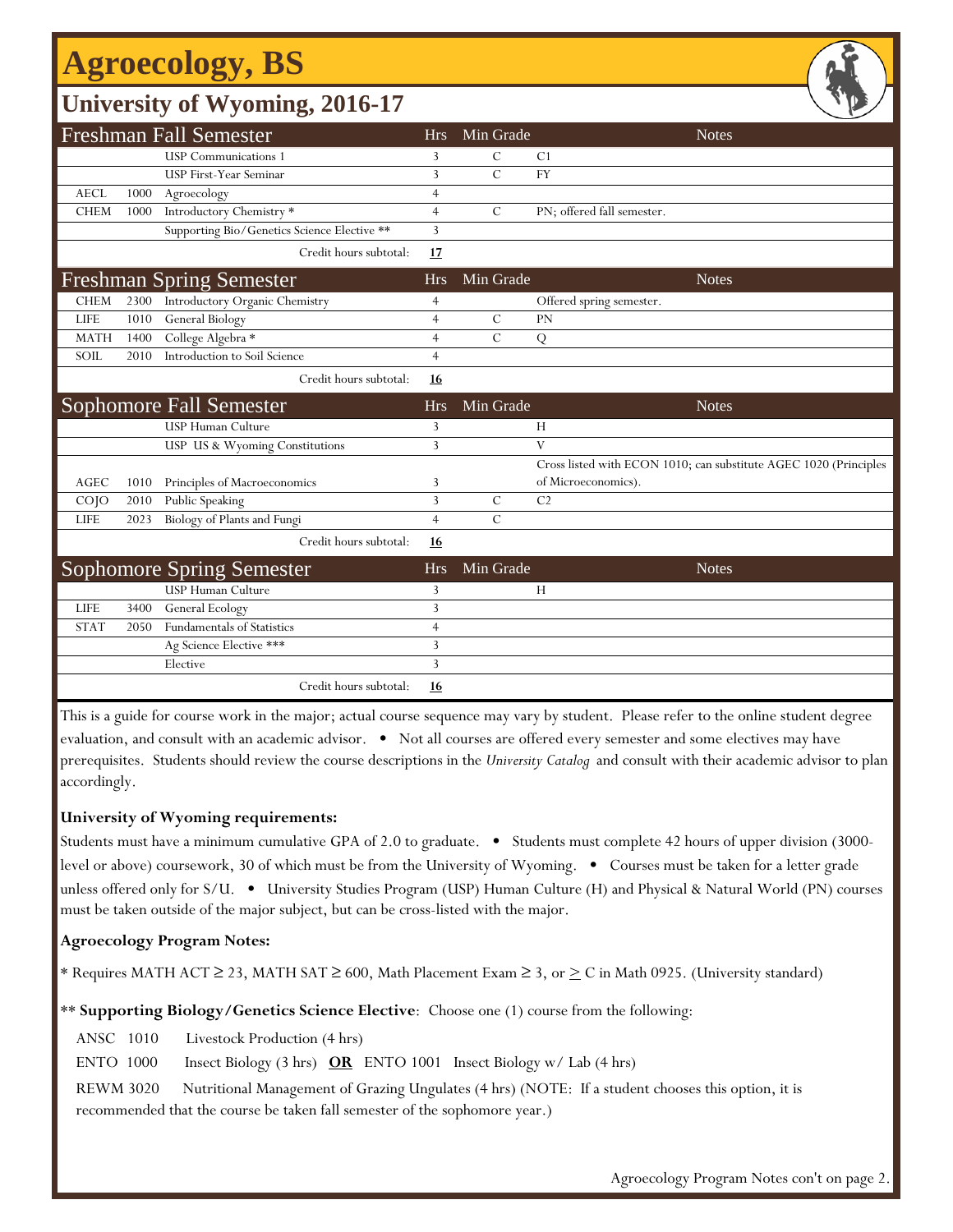# Agroecology, BS

## University of Wyoming, 2016-17

| Freshman Fall Semester | | | Hrs | Min Grade | Notes |
|---|---|---|---|---|---|
| | | USP Communications 1 | 3 | C | C1 |
| | | USP First-Year Seminar | 3 | C | FY |
| AECL | 1000 | Agroecology | 4 | | |
| CHEM | 1000 | Introductory Chemistry * | 4 | C | PN; offered fall semester. |
| | | Supporting Bio/Genetics Science Elective ** | 3 | | |
| | | Credit hours subtotal: | **17** | | |

| Freshman Spring Semester | | | Hrs | Min Grade | Notes |
|---|---|---|---|---|---|
| CHEM | 2300 | Introductory Organic Chemistry | 4 | | Offered spring semester. |
| LIFE | 1010 | General Biology | 4 | C | PN |
| MATH | 1400 | College Algebra * | 4 | C | Q |
| SOIL | 2010 | Introduction to Soil Science | 4 | | |
| | | Credit hours subtotal: | **16** | | |

| Sophomore Fall Semester | | | Hrs | Min Grade | Notes |
|---|---|---|---|---|---|
| | | USP Human Culture | 3 | | H |
| | | USP US & Wyoming Constitutions | 3 | | V |
| AGEC | 1010 | Principles of Macroeconomics | 3 | | Cross listed with ECON 1010; can substitute AGEC 1020 (Principles of Microeconomics). |
| COJO | 2010 | Public Speaking | 3 | C | C2 |
| LIFE | 2023 | Biology of Plants and Fungi | 4 | C | |
| | | Credit hours subtotal: | **16** | | |

| Sophomore Spring Semester | | | Hrs | Min Grade | Notes |
|---|---|---|---|---|---|
| | | USP Human Culture | 3 | | H |
| LIFE | 3400 | General Ecology | 3 | | |
| STAT | 2050 | Fundamentals of Statistics | 4 | | |
| | | Ag Science Elective *** | 3 | | |
| | | Elective | 3 | | |
| | | Credit hours subtotal: | **16** | | |

This is a guide for course work in the major; actual course sequence may vary by student. Please refer to the online student degree evaluation, and consult with an academic advisor. • Not all courses are offered every semester and some electives may have prerequisites. Students should review the course descriptions in the *University Catalog* and consult with their academic advisor to plan accordingly.

**University of Wyoming requirements:**

Students must have a minimum cumulative GPA of 2.0 to graduate. • Students must complete 42 hours of upper division (3000-level or above) coursework, 30 of which must be from the University of Wyoming. • Courses must be taken for a letter grade unless offered only for S/U. • University Studies Program (USP) Human Culture (H) and Physical & Natural World (PN) courses must be taken outside of the major subject, but can be cross-listed with the major.

**Agroecology Program Notes:**

* Requires MATH ACT ≥ 23, MATH SAT ≥ 600, Math Placement Exam ≥ 3, or ≥ C in Math 0925. (University standard)

** **Supporting Biology/Genetics Science Elective**: Choose one (1) course from the following:

ANSC 1010 Livestock Production (4 hrs)

ENTO 1000 Insect Biology (3 hrs) **OR** ENTO 1001 Insect Biology w/ Lab (4 hrs)

REWM 3020 Nutritional Management of Grazing Ungulates (4 hrs) (NOTE: If a student chooses this option, it is recommended that the course be taken fall semester of the sophomore year.)

Agroecology Program Notes con't on page 2.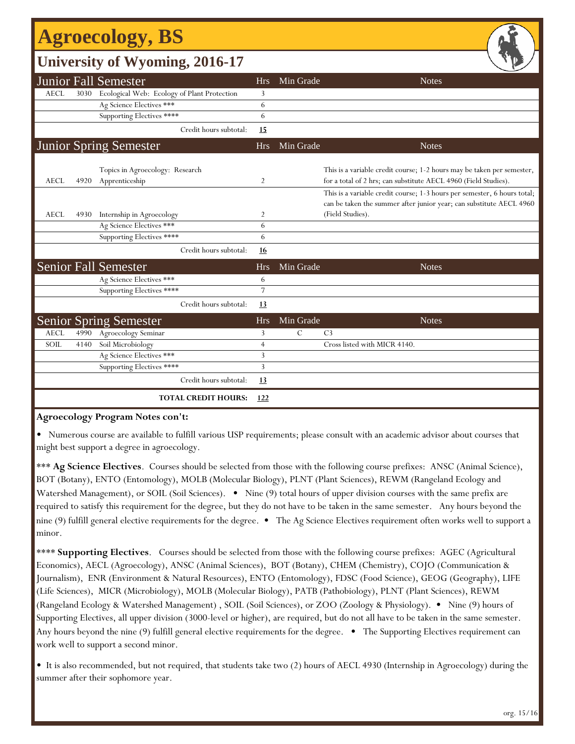# Agroecology, BS

## University of Wyoming, 2016-17

### Junior Fall Semester

| | | | Hrs | Min Grade | Notes |
|---|---|---|---|---|---|
| AECL | 3030 | Ecological Web: Ecology of Plant Protection | 3 | | |
| | | Ag Science Electives *** | 6 | | |
| | | Supporting Electives **** | 6 | | |
| | | Credit hours subtotal: | **15** | | |

### Junior Spring Semester

| | | | Hrs | Min Grade | Notes |
|---|---|---|---|---|---|
| AECL | 4920 | Topics in Agroecology: Research Apprenticeship | 2 | | This is a variable credit course; 1-2 hours may be taken per semester, for a total of 2 hrs; can substitute AECL 4960 (Field Studies). |
| AECL | 4930 | Internship in Agroecology | 2 | | This is a variable credit course; 1-3 hours per semester, 6 hours total; can be taken the summer after junior year; can substitute AECL 4960 (Field Studies). |
| | | Ag Science Electives *** | 6 | | |
| | | Supporting Electives **** | 6 | | |
| | | Credit hours subtotal: | **16** | | |

### Senior Fall Semester

| | | | Hrs | Min Grade | Notes |
|---|---|---|---|---|---|
| | | Ag Science Electives *** | 6 | | |
| | | Supporting Electives **** | 7 | | |
| | | Credit hours subtotal: | **13** | | |

### Senior Spring Semester

| | | | Hrs | Min Grade | Notes |
|---|---|---|---|---|---|
| AECL | 4990 | Agroecology Seminar | 3 | C | C3 |
| SOIL | 4140 | Soil Microbiology | 4 | | Cross listed with MICR 4140. |
| | | Ag Science Electives *** | 3 | | |
| | | Supporting Electives **** | 3 | | |
| | | Credit hours subtotal: | **13** | | |
| | | **TOTAL CREDIT HOURS:** | **122** | | |

**Agroecology Program Notes con't:**

• Numerous course are available to fulfill various USP requirements; please consult with an academic advisor about courses that might best support a degree in agroecology.

*** **Ag Science Electives**. Courses should be selected from those with the following course prefixes: ANSC (Animal Science), BOT (Botany), ENTO (Entomology), MOLB (Molecular Biology), PLNT (Plant Sciences), REWM (Rangeland Ecology and Watershed Management), or SOIL (Soil Sciences). • Nine (9) total hours of upper division courses with the same prefix are required to satisfy this requirement for the degree, but they do not have to be taken in the same semester. Any hours beyond the nine (9) fulfill general elective requirements for the degree. • The Ag Science Electives requirement often works well to support a minor.

**** **Supporting Electives**. Courses should be selected from those with the following course prefixes: AGEC (Agricultural Economics), AECL (Agroecology), ANSC (Animal Sciences), BOT (Botany), CHEM (Chemistry), COJO (Communication & Journalism), ENR (Environment & Natural Resources), ENTO (Entomology), FDSC (Food Science), GEOG (Geography), LIFE (Life Sciences), MICR (Microbiology), MOLB (Molecular Biology), PATB (Pathobiology), PLNT (Plant Sciences), REWM (Rangeland Ecology & Watershed Management) , SOIL (Soil Sciences), or ZOO (Zoology & Physiology). • Nine (9) hours of Supporting Electives, all upper division (3000-level or higher), are required, but do not all have to be taken in the same semester. Any hours beyond the nine (9) fulfill general elective requirements for the degree. • The Supporting Electives requirement can work well to support a second minor.

• It is also recommended, but not required, that students take two (2) hours of AECL 4930 (Internship in Agroecology) during the summer after their sophomore year.

org. 15/16